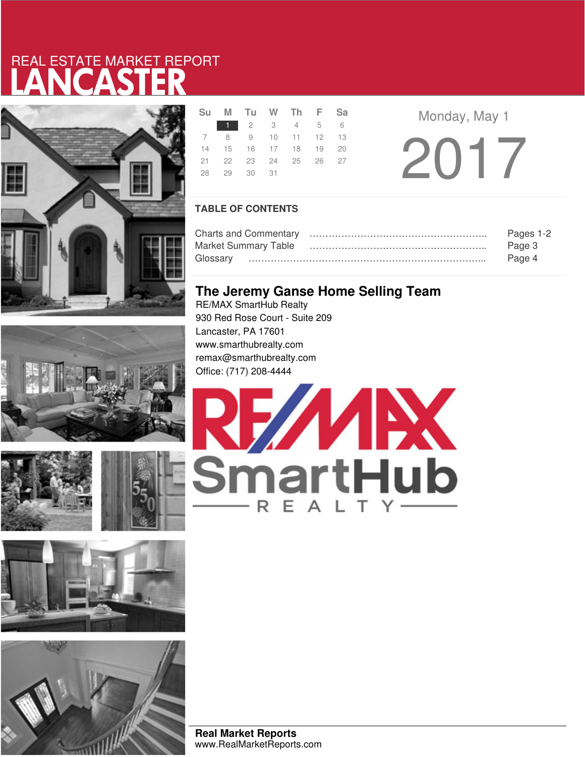REAL ESTATE MARKET REPORT

# LANCASTER

| Su | M | Tu | W | Th | F | Sa |
|---|---|---|---|---|---|---|
| | 1 | 2 | 3 | 4 | 5 | 6 |
| 7 | 8 | 9 | 10 | 11 | 12 | 13 |
| 14 | 15 | 16 | 17 | 18 | 19 | 20 |
| 21 | 22 | 23 | 24 | 25 | 26 | 27 |
| 28 | 29 | 30 | 31 | | | |

Monday, May 1

2017

## TABLE OF CONTENTS

| | |
|---|---|
| Charts and Commentary | Pages 1-2 |
| Market Summary Table | Page 3 |
| Glossary | Page 4 |

## The Jeremy Ganse Home Selling Team

RE/MAX SmartHub Realty
930 Red Rose Court - Suite 209
Lancaster, PA 17601
www.smarthubrealty.com
remax@smarthubrealty.com
Office: (717) 208-4444

RE/MAX SmartHub REALTY

**Real Market Reports**
www.RealMarketReports.com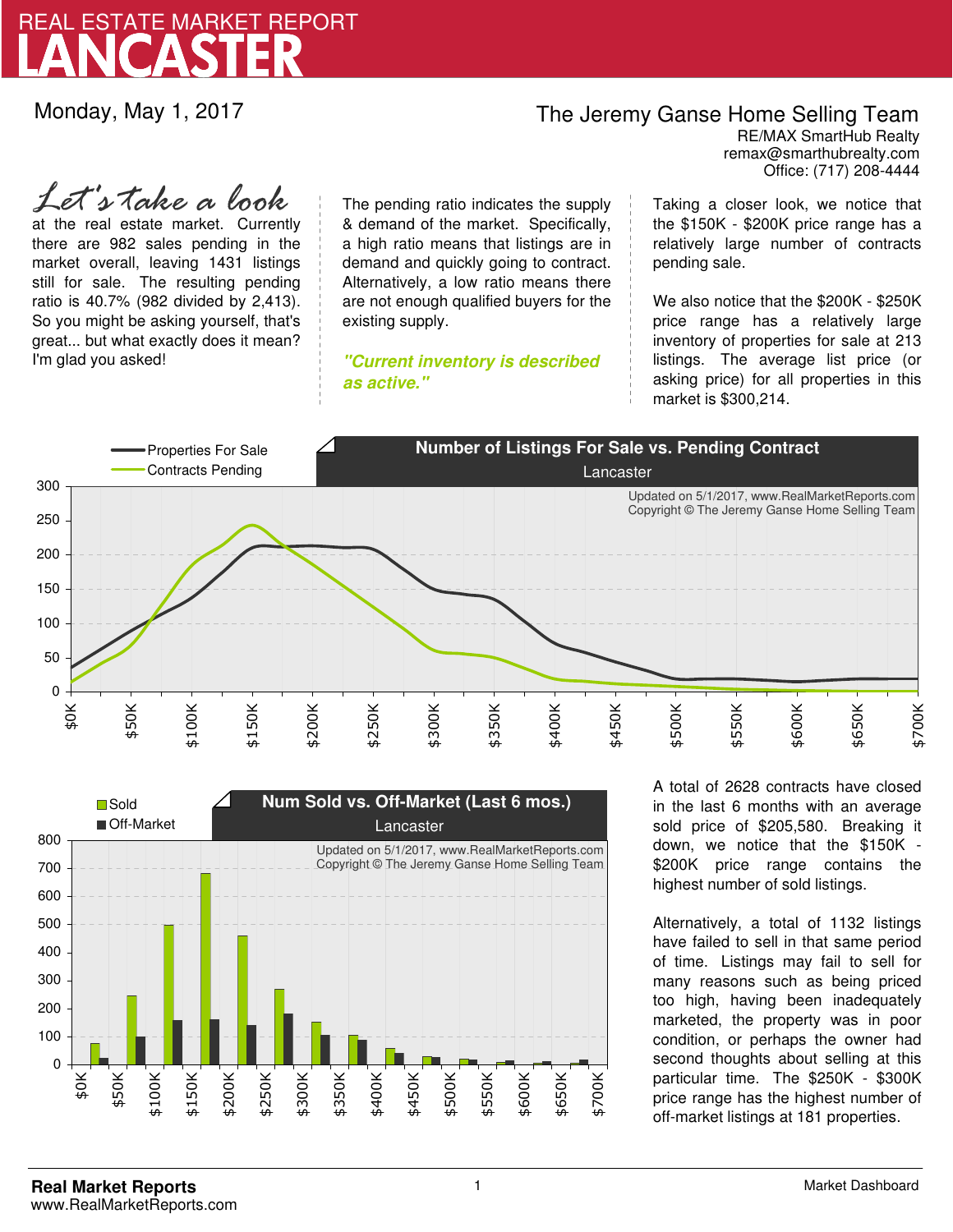# REAL ESTATE MARKET REPORT
# LANCASTER

Monday, May 1, 2017

**The Jeremy Ganse Home Selling Team**
RE/MAX SmartHub Realty
remax@smarthubrealty.com
Office: (717) 208-4444

*Let's take a look* at the real estate market. Currently there are 982 sales pending in the market overall, leaving 1431 listings still for sale. The resulting pending ratio is 40.7% (982 divided by 2,413). So you might be asking yourself, that's great... but what exactly does it mean? I'm glad you asked!

The pending ratio indicates the supply & demand of the market. Specifically, a high ratio means that listings are in demand and quickly going to contract. Alternatively, a low ratio means there are not enough qualified buyers for the existing supply.

***"Current inventory is described as active."***

Taking a closer look, we notice that the $150K - $200K price range has a relatively large number of contracts pending sale.

We also notice that the $200K - $250K price range has a relatively large inventory of properties for sale at 213 listings. The average list price (or asking price) for all properties in this market is $300,214.

**Number of Listings For Sale vs. Pending Contract**
Lancaster

Updated on 5/1/2017, www.RealMarketReports.com
Copyright © The Jeremy Ganse Home Selling Team

**Num Sold vs. Off-Market (Last 6 mos.)**
Lancaster

Updated on 5/1/2017, www.RealMarketReports.com
Copyright © The Jeremy Ganse Home Selling Team

A total of 2628 contracts have closed in the last 6 months with an average sold price of $205,580. Breaking it down, we notice that the $150K - $200K price range contains the highest number of sold listings.

Alternatively, a total of 1132 listings have failed to sell in that same period of time. Listings may fail to sell for many reasons such as being priced too high, having been inadequately marketed, the property was in poor condition, or perhaps the owner had second thoughts about selling at this particular time. The $250K - $300K price range has the highest number of off-market listings at 181 properties.

**Real Market Reports**
www.RealMarketReports.com

Market Dashboard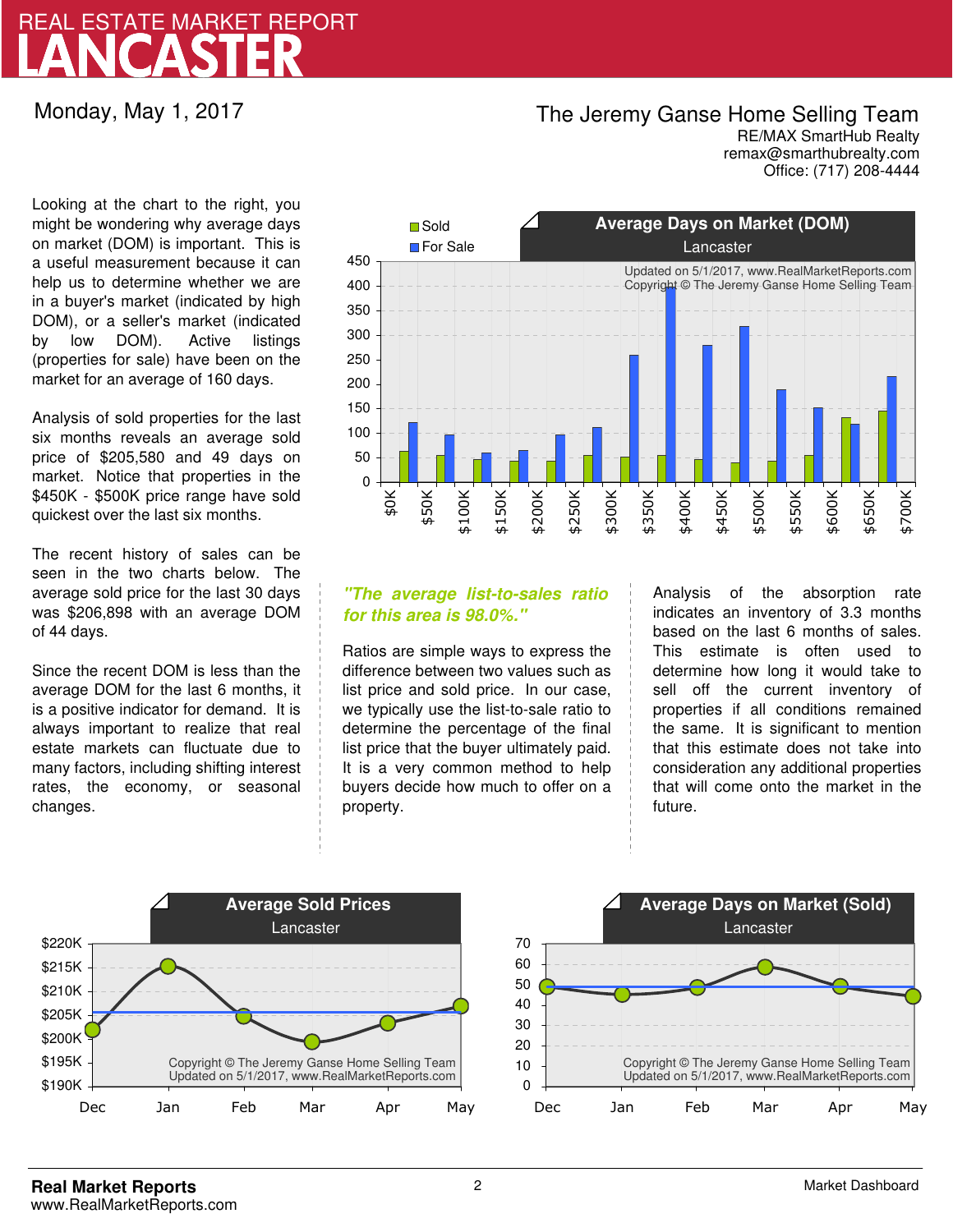# REAL ESTATE MARKET REPORT
# LANCASTER

Monday, May 1, 2017

**The Jeremy Ganse Home Selling Team**
RE/MAX SmartHub Realty
remax@smarthubrealty.com
Office: (717) 208-4444

Looking at the chart to the right, you might be wondering why average days on market (DOM) is important. This is a useful measurement because it can help us to determine whether we are in a buyer's market (indicated by high DOM), or a seller's market (indicated by low DOM). Active listings (properties for sale) have been on the market for an average of 160 days.

Analysis of sold properties for the last six months reveals an average sold price of $205,580 and 49 days on market. Notice that properties in the $450K - $500K price range have sold quickest over the last six months.

The recent history of sales can be seen in the two charts below. The average sold price for the last 30 days was $206,898 with an average DOM of 44 days.

Since the recent DOM is less than the average DOM for the last 6 months, it is a positive indicator for demand. It is always important to realize that real estate markets can fluctuate due to many factors, including shifting interest rates, the economy, or seasonal changes.

Average Days on Market (DOM)
Lancaster
Sold
For Sale
Updated on 5/1/2017, www.RealMarketReports.com
Copyright © The Jeremy Ganse Home Selling Team
450
400
350
300
250
200
150
100
50
0
$0K $50K $100K $150K $200K $250K $300K $350K $400K $450K $500K $550K $600K $650K $700K

*"The average list-to-sales ratio for this area is 98.0%."*

Ratios are simple ways to express the difference between two values such as list price and sold price. In our case, we typically use the list-to-sale ratio to determine the percentage of the final list price that the buyer ultimately paid. It is a very common method to help buyers decide how much to offer on a property.

Analysis of the absorption rate indicates an inventory of 3.3 months based on the last 6 months of sales. This estimate is often used to determine how long it would take to sell off the current inventory of properties if all conditions remained the same. It is significant to mention that this estimate does not take into consideration any additional properties that will come onto the market in the future.

Average Sold Prices
Lancaster
$220K
$215K
$210K
$205K
$200K
$195K
$190K
Dec Jan Feb Mar Apr May
Copyright © The Jeremy Ganse Home Selling Team
Updated on 5/1/2017, www.RealMarketReports.com

Average Days on Market (Sold)
Lancaster
70
60
50
40
30
20
10
0
Dec Jan Feb Mar Apr May
Copyright © The Jeremy Ganse Home Selling Team
Updated on 5/1/2017, www.RealMarketReports.com

**Real Market Reports**
www.RealMarketReports.com

Market Dashboard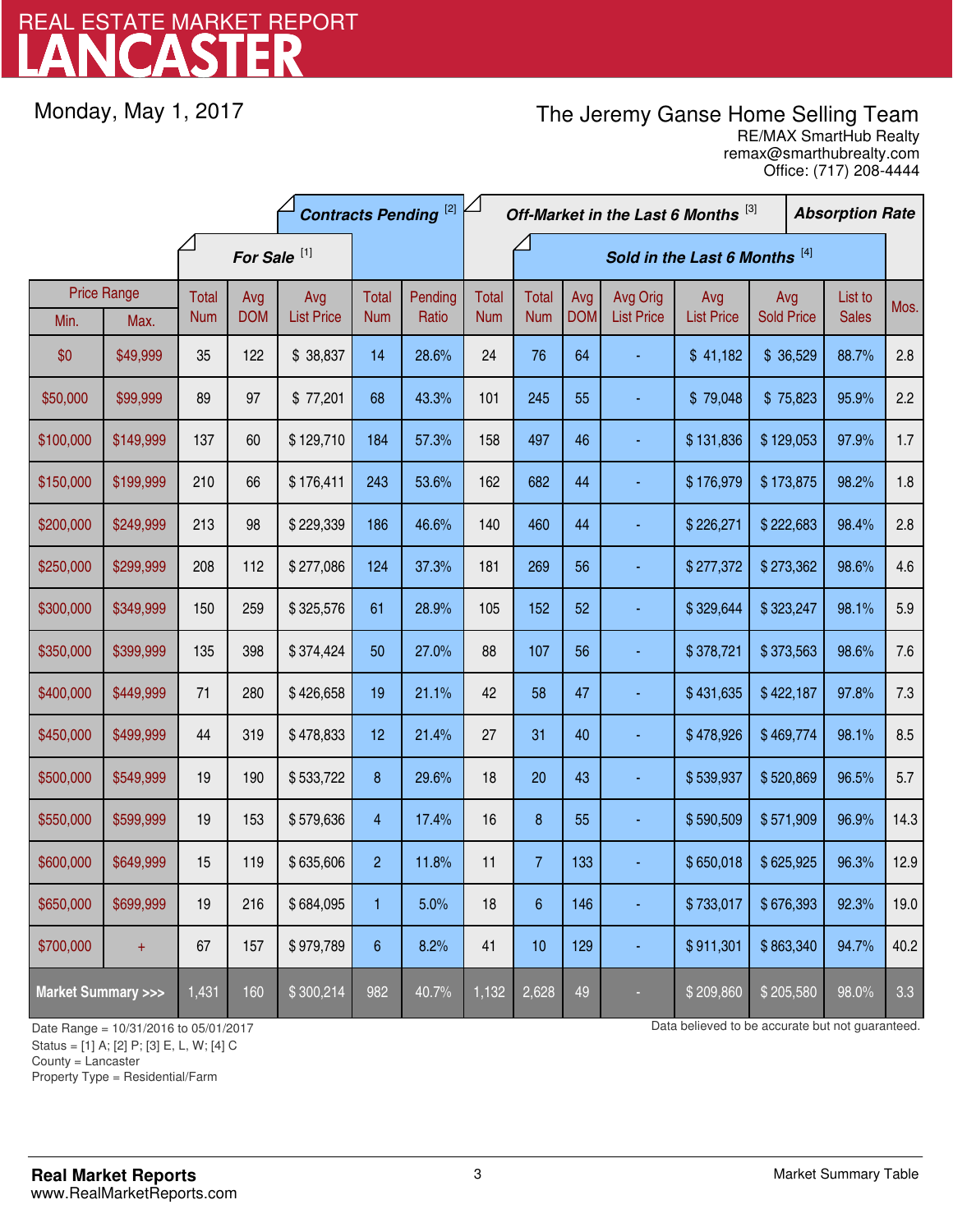# REAL ESTATE MARKET REPORT
# LANCASTER

Monday, May 1, 2017

**The Jeremy Ganse Home Selling Team**
RE/MAX SmartHub Realty
remax@smarthubrealty.com
Office: (717) 208-4444

| Price Range | | For Sale [1] | | | Contracts Pending [2] | | Off-Market in the Last 6 Months [3] | Sold in the Last 6 Months [4] | | | | | | Absorption Rate |
|---|---|---|---|---|---|---|---|---|---|---|---|---|---|---|
| Min. | Max. | Total Num | Avg DOM | Avg List Price | Total Num | Pending Ratio | Total Num | Total Num | Avg DOM | Avg Orig List Price | Avg List Price | Avg Sold Price | List to Sales | Mos. |
| $0 | $49,999 | 35 | 122 | $ 38,837 | 14 | 28.6% | 24 | 76 | 64 | - | $ 41,182 | $ 36,529 | 88.7% | 2.8 |
| $50,000 | $99,999 | 89 | 97 | $ 77,201 | 68 | 43.3% | 101 | 245 | 55 | - | $ 79,048 | $ 75,823 | 95.9% | 2.2 |
| $100,000 | $149,999 | 137 | 60 | $ 129,710 | 184 | 57.3% | 158 | 497 | 46 | - | $ 131,836 | $ 129,053 | 97.9% | 1.7 |
| $150,000 | $199,999 | 210 | 66 | $ 176,411 | 243 | 53.6% | 162 | 682 | 44 | - | $ 176,979 | $ 173,875 | 98.2% | 1.8 |
| $200,000 | $249,999 | 213 | 98 | $ 229,339 | 186 | 46.6% | 140 | 460 | 44 | - | $ 226,271 | $ 222,683 | 98.4% | 2.8 |
| $250,000 | $299,999 | 208 | 112 | $ 277,086 | 124 | 37.3% | 181 | 269 | 56 | - | $ 277,372 | $ 273,362 | 98.6% | 4.6 |
| $300,000 | $349,999 | 150 | 259 | $ 325,576 | 61 | 28.9% | 105 | 152 | 52 | - | $ 329,644 | $ 323,247 | 98.1% | 5.9 |
| $350,000 | $399,999 | 135 | 398 | $ 374,424 | 50 | 27.0% | 88 | 107 | 56 | - | $ 378,721 | $ 373,563 | 98.6% | 7.6 |
| $400,000 | $449,999 | 71 | 280 | $ 426,658 | 19 | 21.1% | 42 | 58 | 47 | - | $ 431,635 | $ 422,187 | 97.8% | 7.3 |
| $450,000 | $499,999 | 44 | 319 | $ 478,833 | 12 | 21.4% | 27 | 31 | 40 | - | $ 478,926 | $ 469,774 | 98.1% | 8.5 |
| $500,000 | $549,999 | 19 | 190 | $ 533,722 | 8 | 29.6% | 18 | 20 | 43 | - | $ 539,937 | $ 520,869 | 96.5% | 5.7 |
| $550,000 | $599,999 | 19 | 153 | $ 579,636 | 4 | 17.4% | 16 | 8 | 55 | - | $ 590,509 | $ 571,909 | 96.9% | 14.3 |
| $600,000 | $649,999 | 15 | 119 | $ 635,606 | 2 | 11.8% | 11 | 7 | 133 | - | $ 650,018 | $ 625,925 | 96.3% | 12.9 |
| $650,000 | $699,999 | 19 | 216 | $ 684,095 | 1 | 5.0% | 18 | 6 | 146 | - | $ 733,017 | $ 676,393 | 92.3% | 19.0 |
| $700,000 | + | 67 | 157 | $ 979,789 | 6 | 8.2% | 41 | 10 | 129 | - | $ 911,301 | $ 863,340 | 94.7% | 40.2 |
| **Market Summary >>>** | | 1,431 | 160 | $ 300,214 | 982 | 40.7% | 1,132 | 2,628 | 49 | - | $ 209,860 | $ 205,580 | 98.0% | 3.3 |

Date Range = 10/31/2016 to 05/01/2017
Status = [1] A; [2] P; [3] E, L, W; [4] C
County = Lancaster
Property Type = Residential/Farm

Data believed to be accurate but not guaranteed.

**Real Market Reports**
www.RealMarketReports.com

Market Summary Table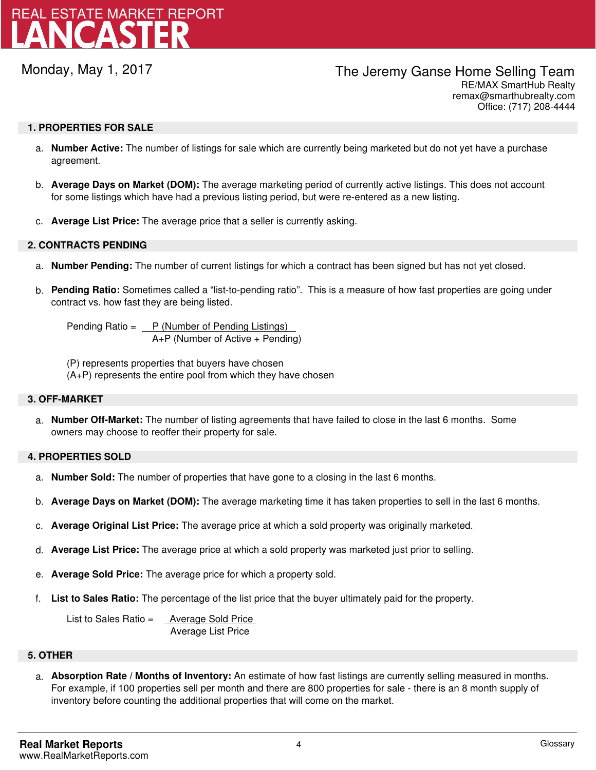# REAL ESTATE MARKET REPORT LANCASTER

Monday, May 1, 2017

**The Jeremy Ganse Home Selling Team**
RE/MAX SmartHub Realty
remax@smarthubrealty.com
Office: (717) 208-4444

## 1. PROPERTIES FOR SALE

a. **Number Active:** The number of listings for sale which are currently being marketed but do not yet have a purchase agreement.

b. **Average Days on Market (DOM):** The average marketing period of currently active listings. This does not account for some listings which have had a previous listing period, but were re-entered as a new listing.

c. **Average List Price:** The average price that a seller is currently asking.

## 2. CONTRACTS PENDING

a. **Number Pending:** The number of current listings for which a contract has been signed but has not yet closed.

b. **Pending Ratio:** Sometimes called a "list-to-pending ratio". This is a measure of how fast properties are going under contract vs. how fast they are being listed.

$$\text{Pending Ratio} = \frac{\text{P (Number of Pending Listings)}}{\text{A+P (Number of Active + Pending)}}$$

(P) represents properties that buyers have chosen
(A+P) represents the entire pool from which they have chosen

## 3. OFF-MARKET

a. **Number Off-Market:** The number of listing agreements that have failed to close in the last 6 months. Some owners may choose to reoffer their property for sale.

## 4. PROPERTIES SOLD

a. **Number Sold:** The number of properties that have gone to a closing in the last 6 months.

b. **Average Days on Market (DOM):** The average marketing time it has taken properties to sell in the last 6 months.

c. **Average Original List Price:** The average price at which a sold property was originally marketed.

d. **Average List Price:** The average price at which a sold property was marketed just prior to selling.

e. **Average Sold Price:** The average price for which a property sold.

f. **List to Sales Ratio:** The percentage of the list price that the buyer ultimately paid for the property.

$$\text{List to Sales Ratio} = \frac{\text{Average Sold Price}}{\text{Average List Price}}$$

## 5. OTHER

a. **Absorption Rate / Months of Inventory:** An estimate of how fast listings are currently selling measured in months. For example, if 100 properties sell per month and there are 800 properties for sale - there is an 8 month supply of inventory before counting the additional properties that will come on the market.